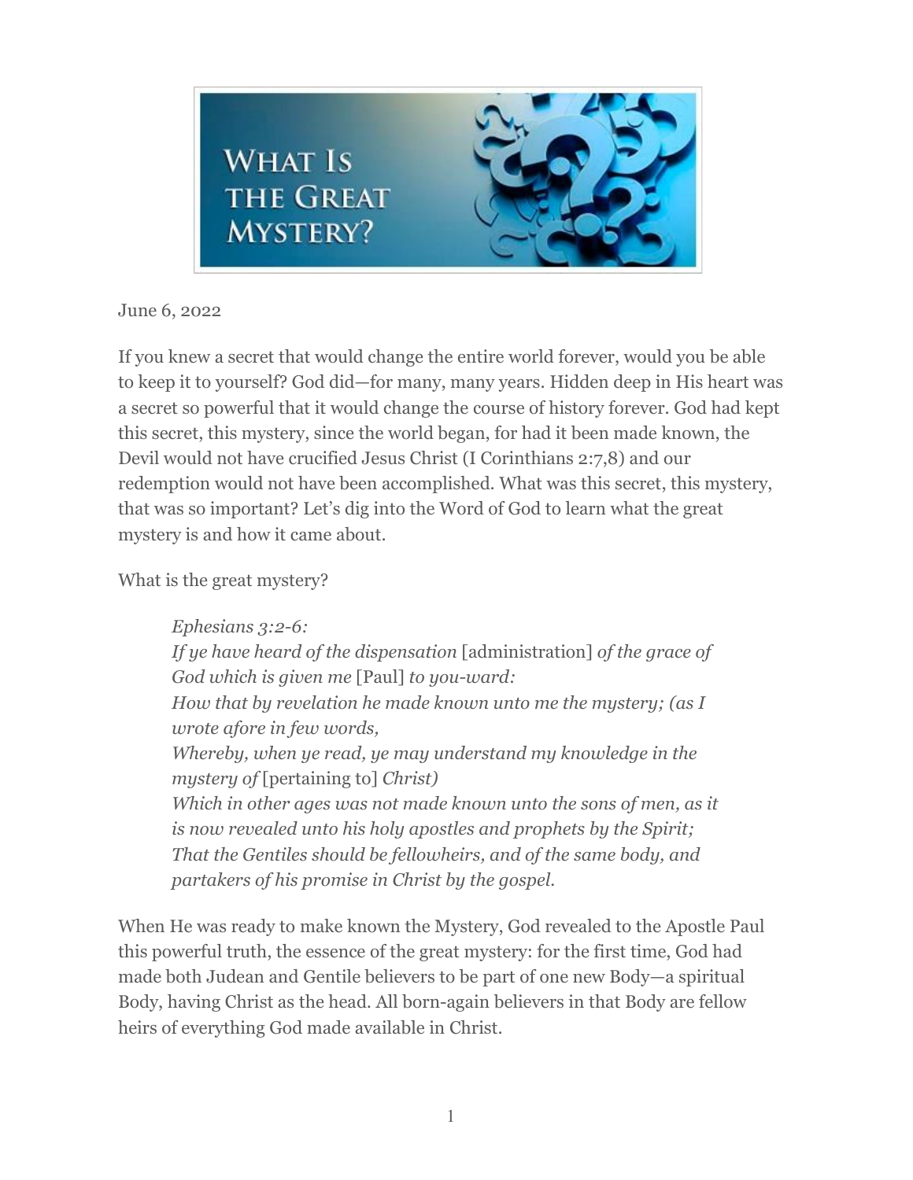# What Is the Great Mystery?

June 6, 2022

If you knew a secret that would change the entire world forever, would you be able to keep it to yourself? God did—for many, many years. Hidden deep in His heart was a secret so powerful that it would change the course of history forever. God had kept this secret, this mystery, since the world began, for had it been made known, the Devil would not have crucified Jesus Christ (I Corinthians 2:7,8) and our redemption would not have been accomplished. What was this secret, this mystery, that was so important? Let's dig into the Word of God to learn what the great mystery is and how it came about.

What is the great mystery?

> *Ephesians 3:2-6:*
> *If ye have heard of the dispensation* [administration] *of the grace of God which is given me* [Paul] *to you-ward:*
> *How that by revelation he made known unto me the mystery; (as I wrote afore in few words,*
> *Whereby, when ye read, ye may understand my knowledge in the mystery of* [pertaining to] *Christ)*
> *Which in other ages was not made known unto the sons of men, as it is now revealed unto his holy apostles and prophets by the Spirit;*
> *That the Gentiles should be fellowheirs, and of the same body, and partakers of his promise in Christ by the gospel.*

When He was ready to make known the Mystery, God revealed to the Apostle Paul this powerful truth, the essence of the great mystery: for the first time, God had made both Judean and Gentile believers to be part of one new Body—a spiritual Body, having Christ as the head. All born-again believers in that Body are fellow heirs of everything God made available in Christ.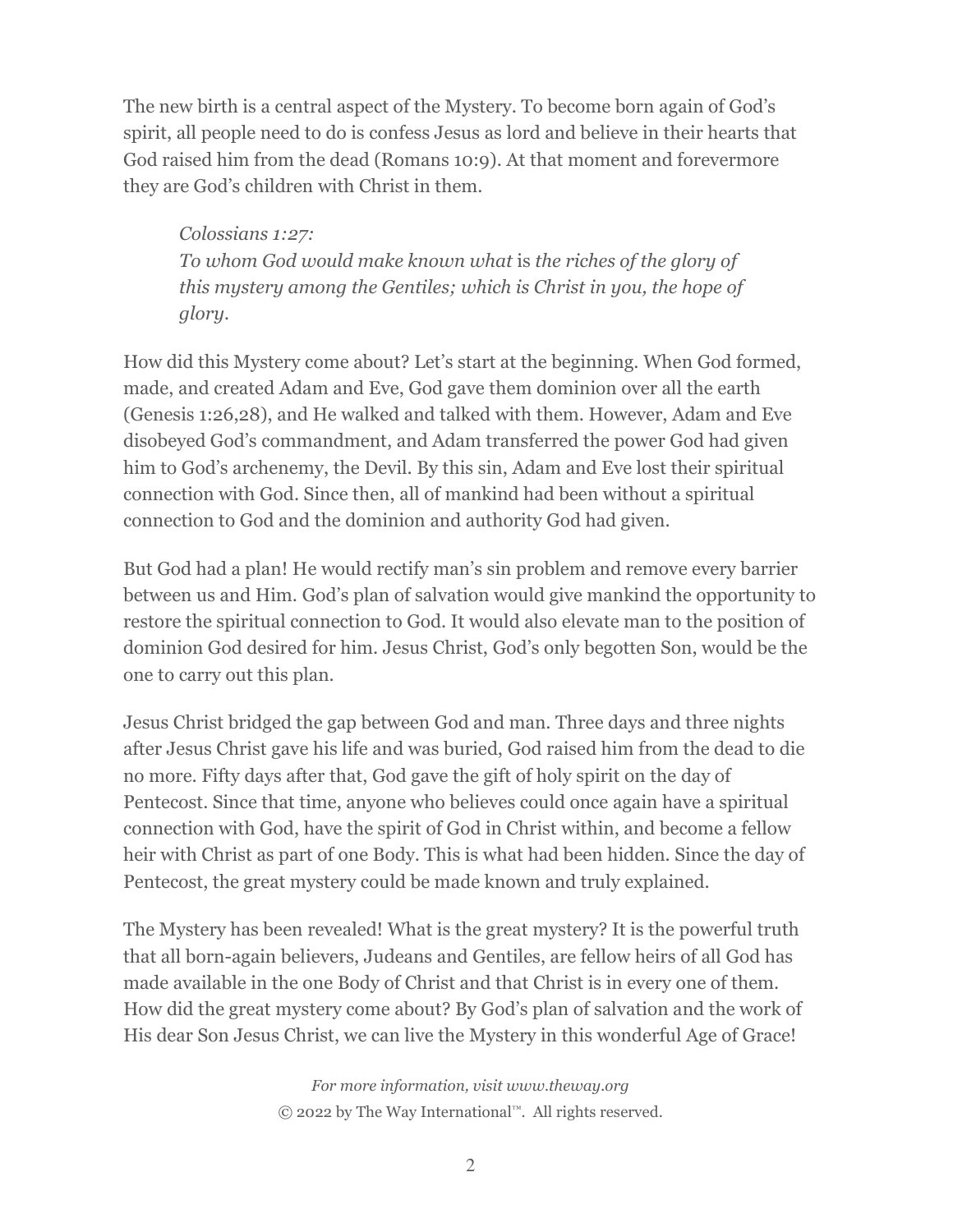The new birth is a central aspect of the Mystery. To become born again of God's spirit, all people need to do is confess Jesus as lord and believe in their hearts that God raised him from the dead (Romans 10:9). At that moment and forevermore they are God's children with Christ in them.

> *Colossians 1:27:*
> *To whom God would make known what* is *the riches of the glory of this mystery among the Gentiles; which is Christ in you, the hope of glory.*

How did this Mystery come about? Let's start at the beginning. When God formed, made, and created Adam and Eve, God gave them dominion over all the earth (Genesis 1:26,28), and He walked and talked with them. However, Adam and Eve disobeyed God's commandment, and Adam transferred the power God had given him to God's archenemy, the Devil. By this sin, Adam and Eve lost their spiritual connection with God. Since then, all of mankind had been without a spiritual connection to God and the dominion and authority God had given.

But God had a plan! He would rectify man's sin problem and remove every barrier between us and Him. God's plan of salvation would give mankind the opportunity to restore the spiritual connection to God. It would also elevate man to the position of dominion God desired for him. Jesus Christ, God's only begotten Son, would be the one to carry out this plan.

Jesus Christ bridged the gap between God and man. Three days and three nights after Jesus Christ gave his life and was buried, God raised him from the dead to die no more. Fifty days after that, God gave the gift of holy spirit on the day of Pentecost. Since that time, anyone who believes could once again have a spiritual connection with God, have the spirit of God in Christ within, and become a fellow heir with Christ as part of one Body. This is what had been hidden. Since the day of Pentecost, the great mystery could be made known and truly explained.

The Mystery has been revealed! What is the great mystery? It is the powerful truth that all born-again believers, Judeans and Gentiles, are fellow heirs of all God has made available in the one Body of Christ and that Christ is in every one of them. How did the great mystery come about? By God's plan of salvation and the work of His dear Son Jesus Christ, we can live the Mystery in this wonderful Age of Grace!

*For more information, visit www.theway.org*

© 2022 by The Way International™. All rights reserved.